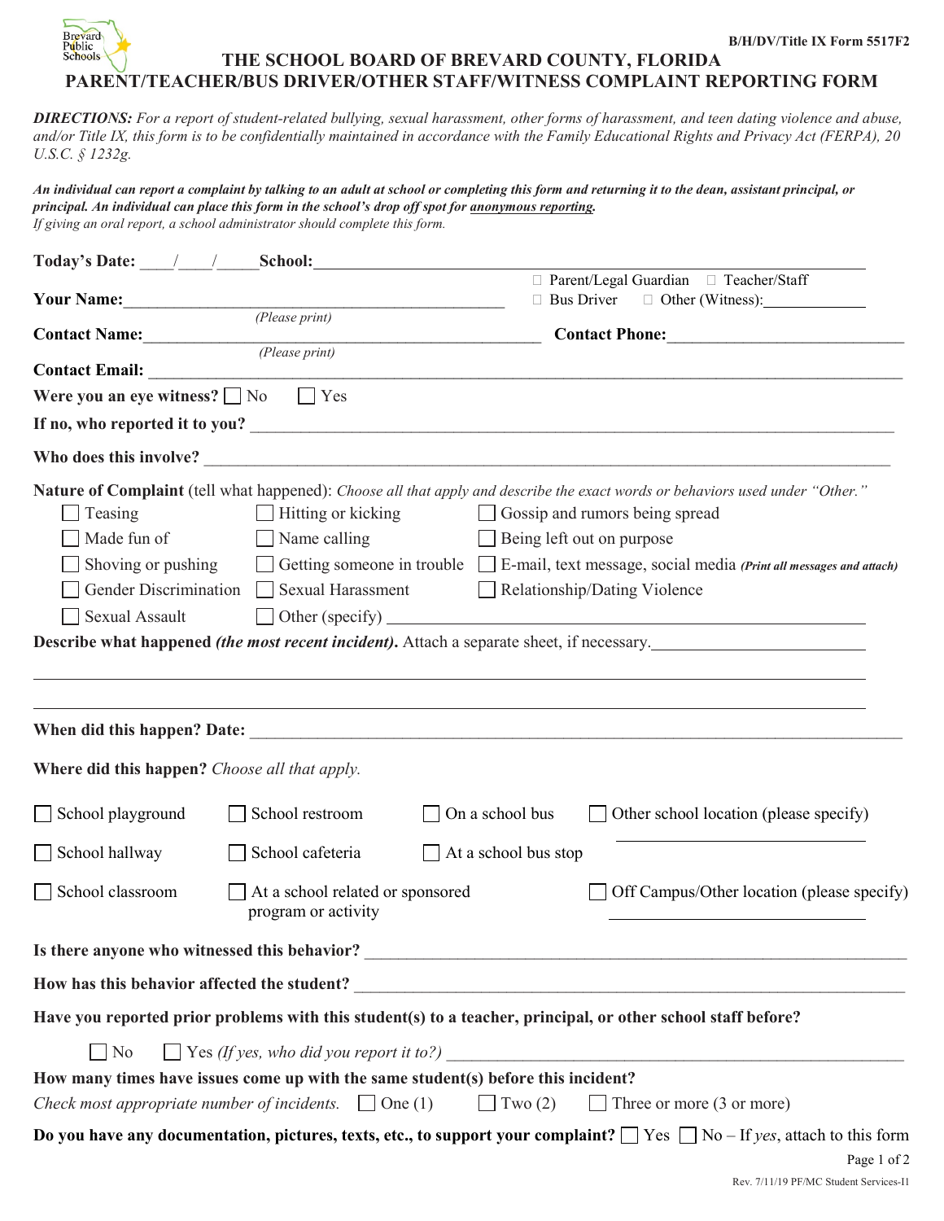B/H/DV/Title IX Form 5517F2

# THE SCHOOL BOARD OF BREVARD COUNTY, FLORIDA
## PARENT/TEACHER/BUS DRIVER/OTHER STAFF/WITNESS COMPLAINT REPORTING FORM

***DIRECTIONS:*** *For a report of student-related bullying, sexual harassment, other forms of harassment, and teen dating violence and abuse, and/or Title IX, this form is to be confidentially maintained in accordance with the Family Educational Rights and Privacy Act (FERPA), 20 U.S.C. § 1232g.*

***An individual can report a complaint by talking to an adult at school or completing this form and returning it to the dean, assistant principal, or principal. An individual can place this form in the school's drop off spot for <u>anonymous reporting</u>.***
*If giving an oral report, a school administrator should complete this form.*

**Today's Date:** \_\_\_\_/\_\_\_\_/\_\_\_\_\_ **School:** \_\_\_\_\_\_\_\_\_\_\_\_\_\_\_\_\_\_\_\_\_\_\_\_\_\_\_\_\_\_\_\_\_\_\_\_\_\_\_\_

**Your Name:** \_\_\_\_\_\_\_\_\_\_\_\_\_\_\_\_\_\_\_\_\_\_\_\_\_\_\_\_\_\_\_\_\_\_\_\_ *(Please print)*
☐ Parent/Legal Guardian ☐ Teacher/Staff ☐ Bus Driver ☐ Other (Witness): \_\_\_\_\_\_\_\_\_\_\_\_

**Contact Name:** \_\_\_\_\_\_\_\_\_\_\_\_\_\_\_\_\_\_\_\_\_\_\_\_\_\_\_\_\_\_\_\_\_\_\_\_ *(Please print)* **Contact Phone:** \_\_\_\_\_\_\_\_\_\_\_\_\_\_\_\_\_\_\_\_\_\_\_\_

**Contact Email:** \_\_\_\_\_\_\_\_\_\_\_\_\_\_\_\_\_\_\_\_\_\_\_\_\_\_\_\_\_\_\_\_\_\_\_\_\_\_\_\_\_\_\_\_\_\_\_\_\_\_\_\_\_\_\_\_\_\_\_\_\_\_\_\_\_\_\_\_\_\_\_\_\_\_\_\_

**Were you an eye witness?** ☐ No ☐ Yes

**If no, who reported it to you?** \_\_\_\_\_\_\_\_\_\_\_\_\_\_\_\_\_\_\_\_\_\_\_\_\_\_\_\_\_\_\_\_\_\_\_\_\_\_\_\_\_\_\_\_\_\_\_\_\_\_\_\_\_\_\_\_\_\_\_\_\_\_\_\_

**Who does this involve?** \_\_\_\_\_\_\_\_\_\_\_\_\_\_\_\_\_\_\_\_\_\_\_\_\_\_\_\_\_\_\_\_\_\_\_\_\_\_\_\_\_\_\_\_\_\_\_\_\_\_\_\_\_\_\_\_\_\_\_\_\_\_\_\_\_\_\_\_\_

**Nature of Complaint** (tell what happened): *Choose all that apply and describe the exact words or behaviors used under "Other."*

| | | |
|---|---|---|
| ☐ Teasing | ☐ Hitting or kicking | ☐ Gossip and rumors being spread |
| ☐ Made fun of | ☐ Name calling | ☐ Being left out on purpose |
| ☐ Shoving or pushing | ☐ Getting someone in trouble | ☐ E-mail, text message, social media ***(Print all messages and attach)*** |
| ☐ Gender Discrimination | ☐ Sexual Harassment | ☐ Relationship/Dating Violence |
| ☐ Sexual Assault | ☐ Other (specify) \_\_\_\_\_\_\_\_\_\_\_\_\_\_\_\_\_\_\_\_ | |

**Describe what happened *(the most recent incident)*.** Attach a separate sheet, if necessary. \_\_\_\_\_\_\_\_\_\_\_\_\_\_\_\_\_\_\_\_\_\_\_\_

\_\_\_\_\_\_\_\_\_\_\_\_\_\_\_\_\_\_\_\_\_\_\_\_\_\_\_\_\_\_\_\_\_\_\_\_\_\_\_\_\_\_\_\_\_\_\_\_\_\_\_\_\_\_\_\_\_\_\_\_\_\_\_\_\_\_\_\_\_\_\_\_\_\_\_\_\_\_\_\_\_\_\_\_\_\_\_\_

\_\_\_\_\_\_\_\_\_\_\_\_\_\_\_\_\_\_\_\_\_\_\_\_\_\_\_\_\_\_\_\_\_\_\_\_\_\_\_\_\_\_\_\_\_\_\_\_\_\_\_\_\_\_\_\_\_\_\_\_\_\_\_\_\_\_\_\_\_\_\_\_\_\_\_\_\_\_\_\_\_\_\_\_\_\_\_\_

**When did this happen? Date:** \_\_\_\_\_\_\_\_\_\_\_\_\_\_\_\_\_\_\_\_\_\_\_\_\_\_\_\_\_\_\_\_\_\_\_\_\_\_\_\_\_\_\_\_\_\_\_\_\_\_\_\_\_\_\_\_\_\_\_\_\_\_\_\_\_\_

**Where did this happen?** *Choose all that apply.*

| | | | |
|---|---|---|---|
| ☐ School playground | ☐ School restroom | ☐ On a school bus | ☐ Other school location (please specify) \_\_\_\_\_\_\_\_\_\_\_\_\_\_\_\_ |
| ☐ School hallway | ☐ School cafeteria | ☐ At a school bus stop | |
| ☐ School classroom | ☐ At a school related or sponsored program or activity | | ☐ Off Campus/Other location (please specify) \_\_\_\_\_\_\_\_\_\_\_\_\_\_\_\_ |

**Is there anyone who witnessed this behavior?** \_\_\_\_\_\_\_\_\_\_\_\_\_\_\_\_\_\_\_\_\_\_\_\_\_\_\_\_\_\_\_\_\_\_\_\_\_\_\_\_\_\_\_\_\_\_\_\_\_\_\_\_

**How has this behavior affected the student?** \_\_\_\_\_\_\_\_\_\_\_\_\_\_\_\_\_\_\_\_\_\_\_\_\_\_\_\_\_\_\_\_\_\_\_\_\_\_\_\_\_\_\_\_\_\_\_\_\_\_\_\_

**Have you reported prior problems with this student(s) to a teacher, principal, or other school staff before?**

☐ No ☐ Yes *(If yes, who did you report it to?)* \_\_\_\_\_\_\_\_\_\_\_\_\_\_\_\_\_\_\_\_\_\_\_\_\_\_\_\_\_\_\_\_\_\_\_\_\_\_\_\_\_\_\_\_\_\_\_\_

**How many times have issues come up with the same student(s) before this incident?**
*Check most appropriate number of incidents.* ☐ One (1) ☐ Two (2) ☐ Three or more (3 or more)

**Do you have any documentation, pictures, texts, etc., to support your complaint?** ☐ Yes ☐ No – If *yes*, attach to this form

Rev. 7/11/19 PF/MC Student Services-I1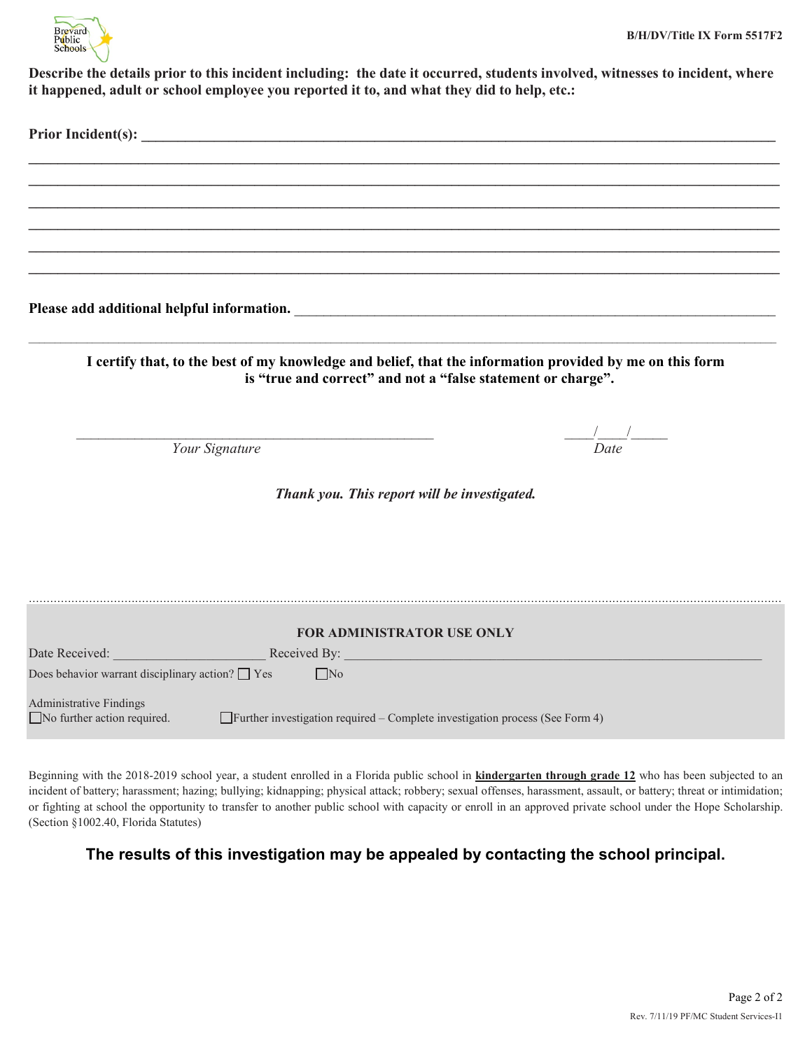**Describe the details prior to this incident including: the date it occurred, students involved, witnesses to incident, where it happened, adult or school employee you reported it to, and what they did to help, etc.:**

**Prior Incident(s):** ______________________________________________________________________________

______________________________________________________________________________________________

______________________________________________________________________________________________

______________________________________________________________________________________________

______________________________________________________________________________________________

______________________________________________________________________________________________

______________________________________________________________________________________________

**Please add additional helpful information.** ___________________________________________________________

**I certify that, to the best of my knowledge and belief, that the information provided by me on this form is "true and correct" and not a "false statement or charge".**

_____________________________________________ &nbsp;&nbsp;&nbsp;&nbsp; ____/____/_____

*Your Signature* &nbsp;&nbsp;&nbsp;&nbsp; *Date*

***Thank you. This report will be investigated.***

**FOR ADMINISTRATOR USE ONLY**

Date Received: ____________________ Received By: ____________________________________________

Does behavior warrant disciplinary action? ☐ Yes ☐ No

Administrative Findings

☐ No further action required. ☐ Further investigation required – Complete investigation process (See Form 4)

Beginning with the 2018-2019 school year, a student enrolled in a Florida public school in **kindergarten through grade 12** who has been subjected to an incident of battery; harassment; hazing; bullying; kidnapping; physical attack; robbery; sexual offenses, harassment, assault, or battery; threat or intimidation; or fighting at school the opportunity to transfer to another public school with capacity or enroll in an approved private school under the Hope Scholarship. (Section §1002.40, Florida Statutes)

**The results of this investigation may be appealed by contacting the school principal.**